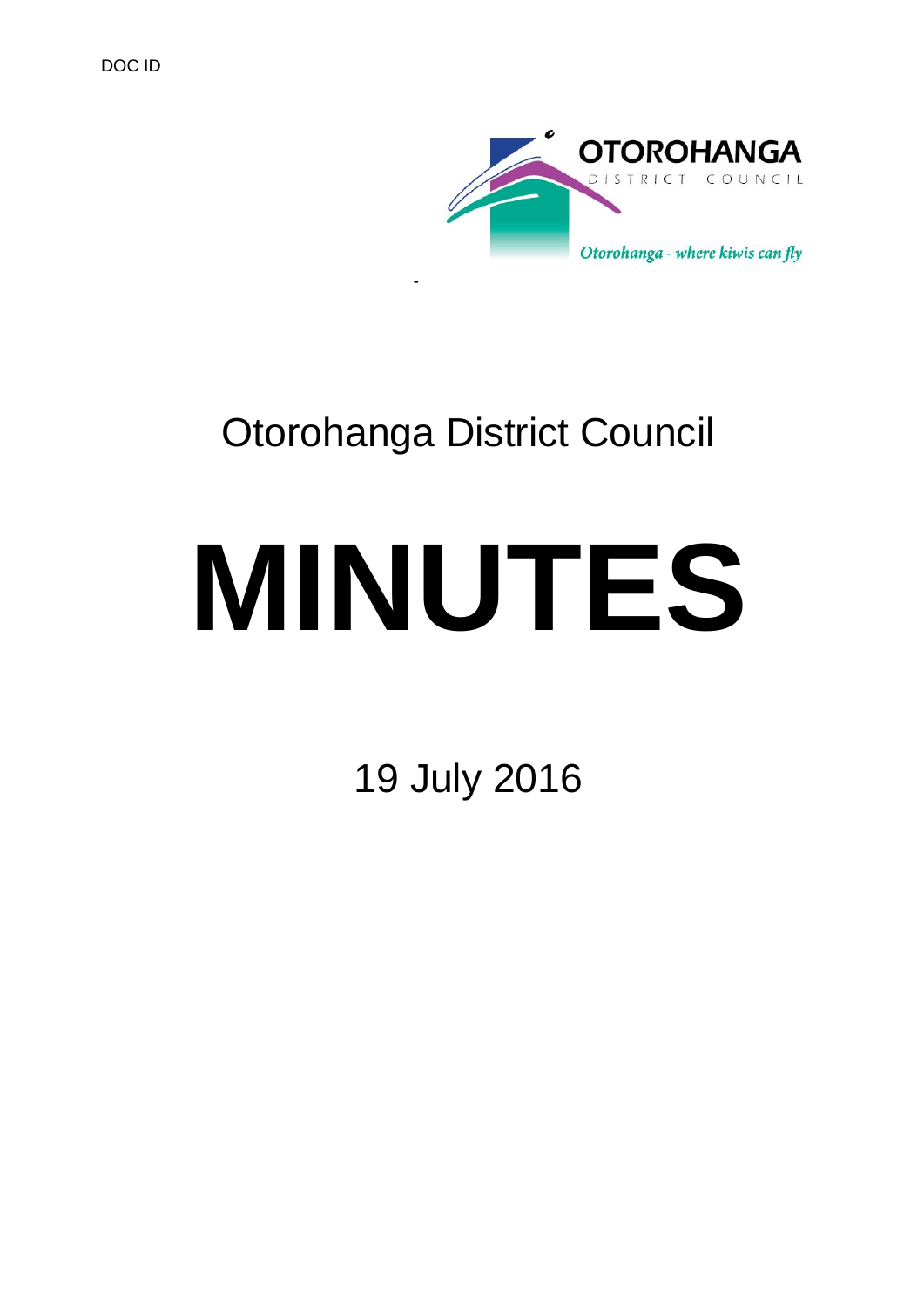DOC ID

OTOROHANGA DISTRICT COUNCIL

*Otorohanga - where kiwis can fly*

# Otorohanga District Council

# MINUTES

19 July 2016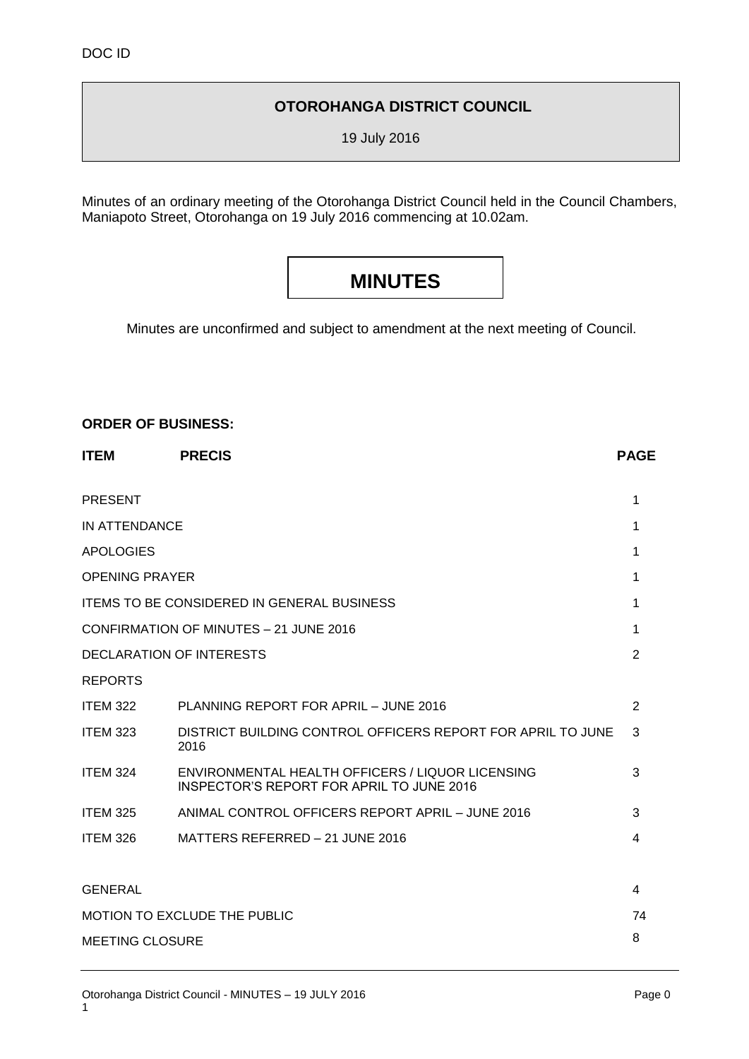DOC ID

# OTOROHANGA DISTRICT COUNCIL

19 July 2016

Minutes of an ordinary meeting of the Otorohanga District Council held in the Council Chambers, Maniapoto Street, Otorohanga on 19 July 2016 commencing at 10.02am.

# MINUTES

Minutes are unconfirmed and subject to amendment at the next meeting of Council.

**ORDER OF BUSINESS:**

| ITEM | PRECIS | PAGE |
|---|---|---|
| PRESENT | | 1 |
| IN ATTENDANCE | | 1 |
| APOLOGIES | | 1 |
| OPENING PRAYER | | 1 |
| ITEMS TO BE CONSIDERED IN GENERAL BUSINESS | | 1 |
| CONFIRMATION OF MINUTES – 21 JUNE 2016 | | 1 |
| DECLARATION OF INTERESTS | | 2 |
| REPORTS | | |
| ITEM 322 | PLANNING REPORT FOR APRIL – JUNE 2016 | 2 |
| ITEM 323 | DISTRICT BUILDING CONTROL OFFICERS REPORT FOR APRIL TO JUNE 2016 | 3 |
| ITEM 324 | ENVIRONMENTAL HEALTH OFFICERS / LIQUOR LICENSING INSPECTOR'S REPORT FOR APRIL TO JUNE 2016 | 3 |
| ITEM 325 | ANIMAL CONTROL OFFICERS REPORT APRIL – JUNE 2016 | 3 |
| ITEM 326 | MATTERS REFERRED – 21 JUNE 2016 | 4 |
| GENERAL | | 4 |
| MOTION TO EXCLUDE THE PUBLIC | | 74 |
| MEETING CLOSURE | | 8 |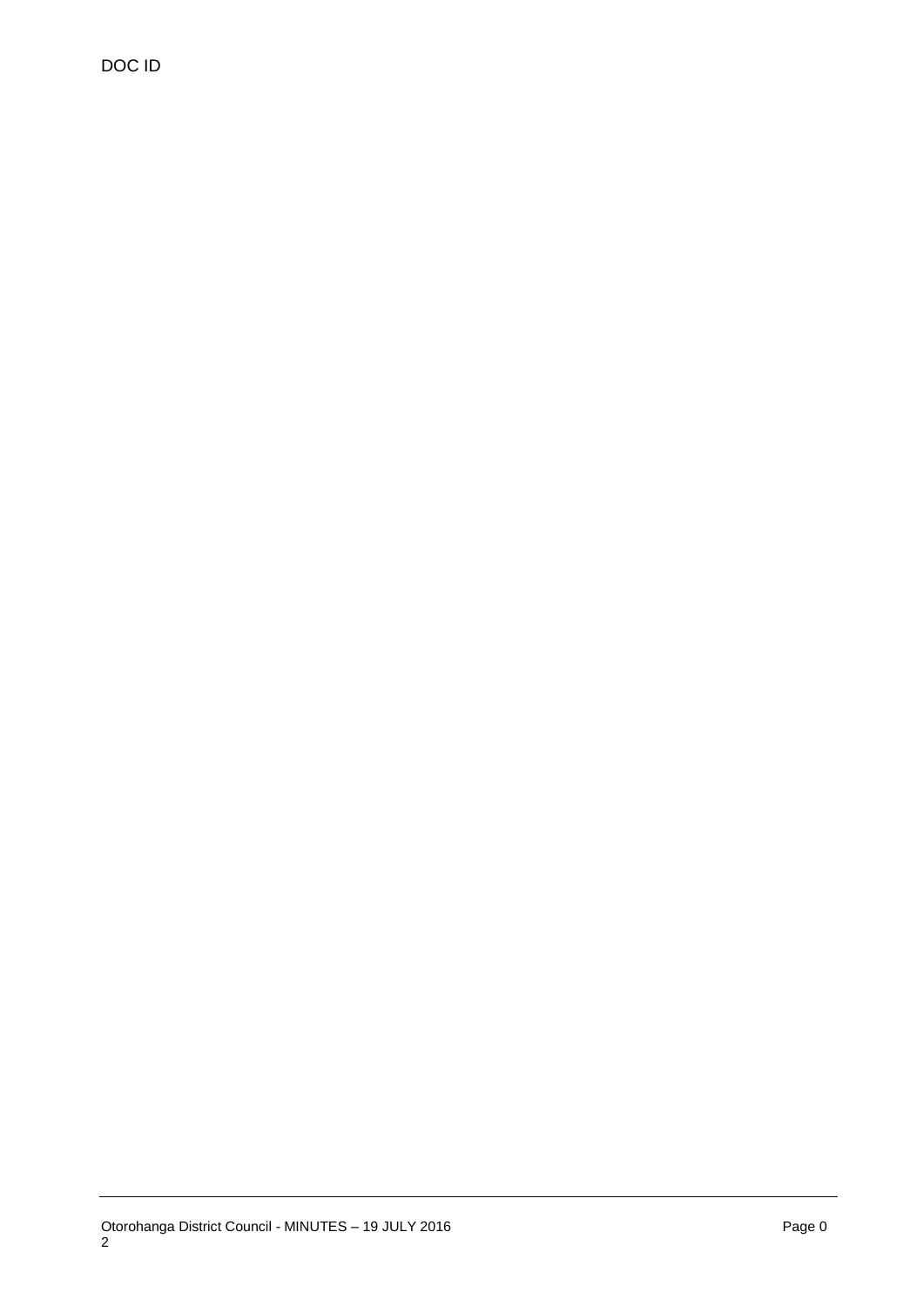DOC ID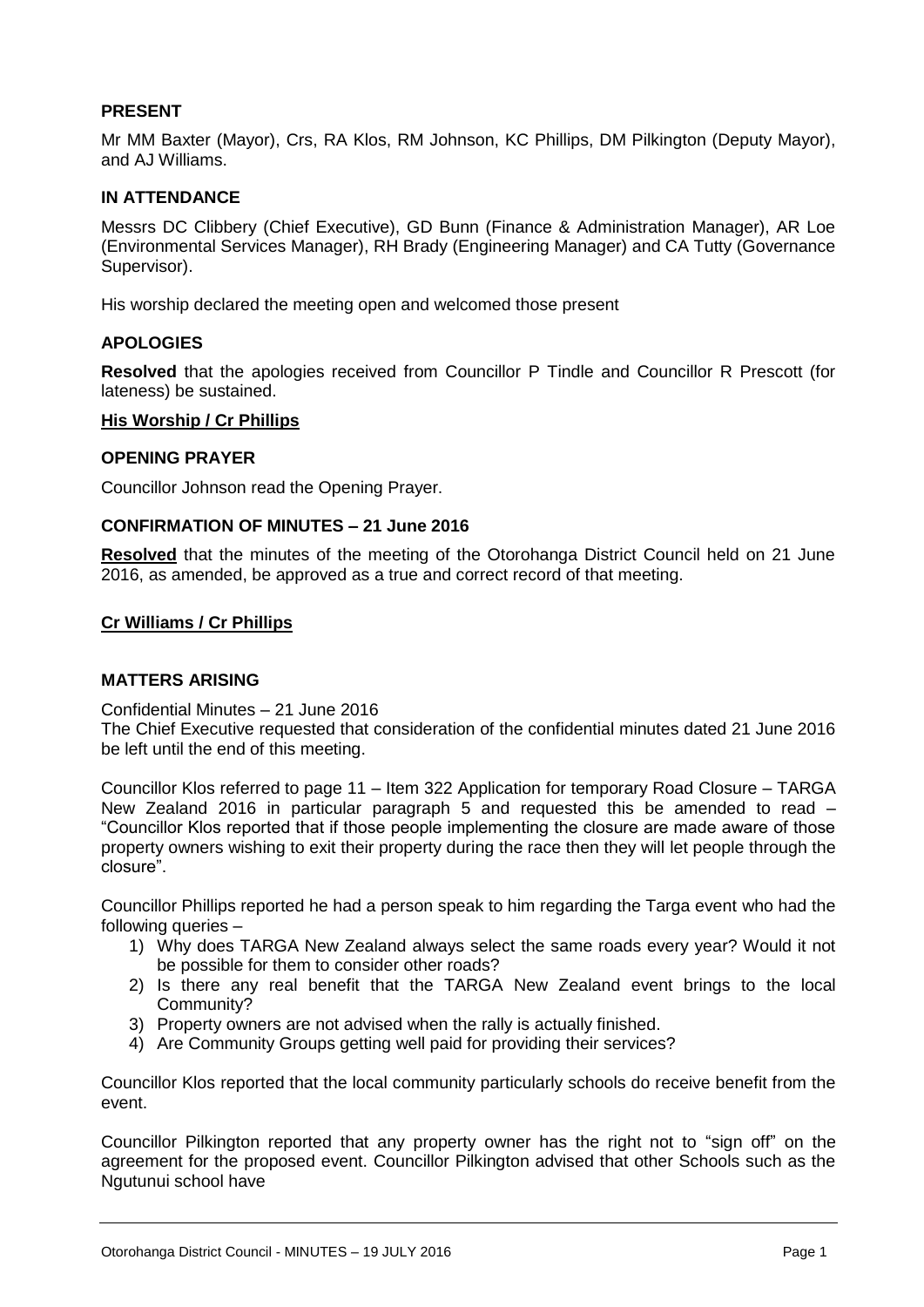## PRESENT

Mr MM Baxter (Mayor), Crs, RA Klos, RM Johnson, KC Phillips, DM Pilkington (Deputy Mayor), and AJ Williams.

## IN ATTENDANCE

Messrs DC Clibbery (Chief Executive), GD Bunn (Finance & Administration Manager), AR Loe (Environmental Services Manager), RH Brady (Engineering Manager) and CA Tutty (Governance Supervisor).

His worship declared the meeting open and welcomed those present

## APOLOGIES

**Resolved** that the apologies received from Councillor P Tindle and Councillor R Prescott (for lateness) be sustained.

**His Worship / Cr Phillips**

## OPENING PRAYER

Councillor Johnson read the Opening Prayer.

## CONFIRMATION OF MINUTES – 21 June 2016

**Resolved** that the minutes of the meeting of the Otorohanga District Council held on 21 June 2016, as amended, be approved as a true and correct record of that meeting.

**Cr Williams / Cr Phillips**

## MATTERS ARISING

Confidential Minutes – 21 June 2016

The Chief Executive requested that consideration of the confidential minutes dated 21 June 2016 be left until the end of this meeting.

Councillor Klos referred to page 11 – Item 322 Application for temporary Road Closure – TARGA New Zealand 2016 in particular paragraph 5 and requested this be amended to read – "Councillor Klos reported that if those people implementing the closure are made aware of those property owners wishing to exit their property during the race then they will let people through the closure".

Councillor Phillips reported he had a person speak to him regarding the Targa event who had the following queries –

1) Why does TARGA New Zealand always select the same roads every year? Would it not be possible for them to consider other roads?
2) Is there any real benefit that the TARGA New Zealand event brings to the local Community?
3) Property owners are not advised when the rally is actually finished.
4) Are Community Groups getting well paid for providing their services?

Councillor Klos reported that the local community particularly schools do receive benefit from the event.

Councillor Pilkington reported that any property owner has the right not to "sign off" on the agreement for the proposed event. Councillor Pilkington advised that other Schools such as the Ngutunui school have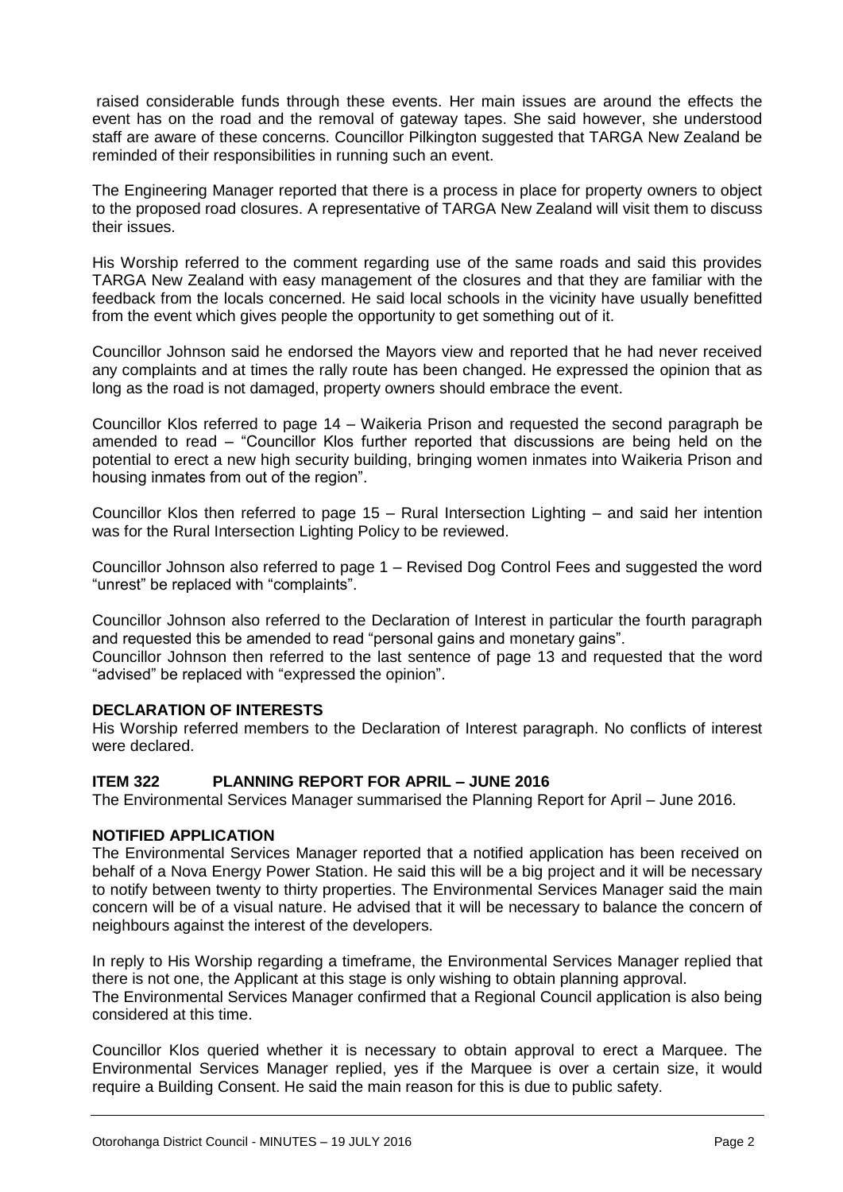raised considerable funds through these events. Her main issues are around the effects the event has on the road and the removal of gateway tapes. She said however, she understood staff are aware of these concerns. Councillor Pilkington suggested that TARGA New Zealand be reminded of their responsibilities in running such an event.

The Engineering Manager reported that there is a process in place for property owners to object to the proposed road closures. A representative of TARGA New Zealand will visit them to discuss their issues.

His Worship referred to the comment regarding use of the same roads and said this provides TARGA New Zealand with easy management of the closures and that they are familiar with the feedback from the locals concerned. He said local schools in the vicinity have usually benefitted from the event which gives people the opportunity to get something out of it.

Councillor Johnson said he endorsed the Mayors view and reported that he had never received any complaints and at times the rally route has been changed. He expressed the opinion that as long as the road is not damaged, property owners should embrace the event.

Councillor Klos referred to page 14 – Waikeria Prison and requested the second paragraph be amended to read – "Councillor Klos further reported that discussions are being held on the potential to erect a new high security building, bringing women inmates into Waikeria Prison and housing inmates from out of the region".

Councillor Klos then referred to page 15 – Rural Intersection Lighting – and said her intention was for the Rural Intersection Lighting Policy to be reviewed.

Councillor Johnson also referred to page 1 – Revised Dog Control Fees and suggested the word "unrest" be replaced with "complaints".

Councillor Johnson also referred to the Declaration of Interest in particular the fourth paragraph and requested this be amended to read "personal gains and monetary gains".

Councillor Johnson then referred to the last sentence of page 13 and requested that the word "advised" be replaced with "expressed the opinion".

**DECLARATION OF INTERESTS**

His Worship referred members to the Declaration of Interest paragraph. No conflicts of interest were declared.

**ITEM 322 PLANNING REPORT FOR APRIL – JUNE 2016**

The Environmental Services Manager summarised the Planning Report for April – June 2016.

**NOTIFIED APPLICATION**

The Environmental Services Manager reported that a notified application has been received on behalf of a Nova Energy Power Station. He said this will be a big project and it will be necessary to notify between twenty to thirty properties. The Environmental Services Manager said the main concern will be of a visual nature. He advised that it will be necessary to balance the concern of neighbours against the interest of the developers.

In reply to His Worship regarding a timeframe, the Environmental Services Manager replied that there is not one, the Applicant at this stage is only wishing to obtain planning approval.

The Environmental Services Manager confirmed that a Regional Council application is also being considered at this time.

Councillor Klos queried whether it is necessary to obtain approval to erect a Marquee. The Environmental Services Manager replied, yes if the Marquee is over a certain size, it would require a Building Consent. He said the main reason for this is due to public safety.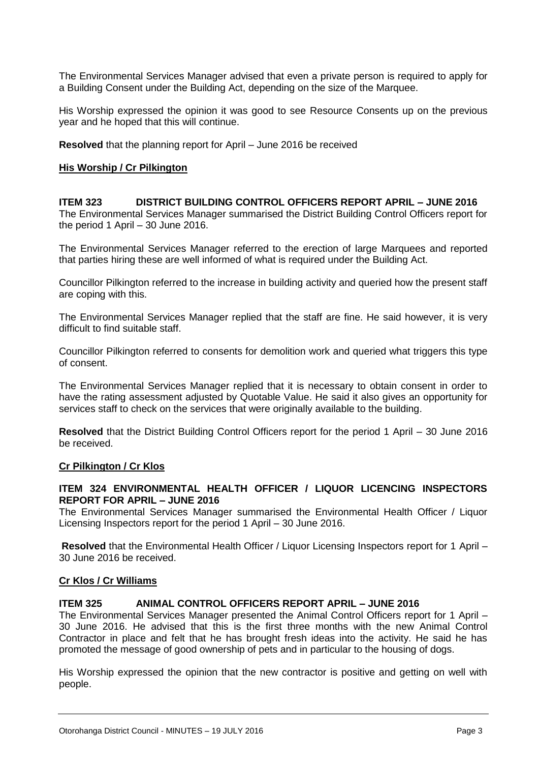The Environmental Services Manager advised that even a private person is required to apply for a Building Consent under the Building Act, depending on the size of the Marquee.

His Worship expressed the opinion it was good to see Resource Consents up on the previous year and he hoped that this will continue.

**Resolved** that the planning report for April – June 2016 be received

**His Worship / Cr Pilkington**

### ITEM 323 DISTRICT BUILDING CONTROL OFFICERS REPORT APRIL – JUNE 2016

The Environmental Services Manager summarised the District Building Control Officers report for the period 1 April – 30 June 2016.

The Environmental Services Manager referred to the erection of large Marquees and reported that parties hiring these are well informed of what is required under the Building Act.

Councillor Pilkington referred to the increase in building activity and queried how the present staff are coping with this.

The Environmental Services Manager replied that the staff are fine. He said however, it is very difficult to find suitable staff.

Councillor Pilkington referred to consents for demolition work and queried what triggers this type of consent.

The Environmental Services Manager replied that it is necessary to obtain consent in order to have the rating assessment adjusted by Quotable Value. He said it also gives an opportunity for services staff to check on the services that were originally available to the building.

**Resolved** that the District Building Control Officers report for the period 1 April – 30 June 2016 be received.

**Cr Pilkington / Cr Klos**

### ITEM 324 ENVIRONMENTAL HEALTH OFFICER / LIQUOR LICENCING INSPECTORS REPORT FOR APRIL – JUNE 2016

The Environmental Services Manager summarised the Environmental Health Officer / Liquor Licensing Inspectors report for the period 1 April – 30 June 2016.

**Resolved** that the Environmental Health Officer / Liquor Licensing Inspectors report for 1 April – 30 June 2016 be received.

**Cr Klos / Cr Williams**

### ITEM 325 ANIMAL CONTROL OFFICERS REPORT APRIL – JUNE 2016

The Environmental Services Manager presented the Animal Control Officers report for 1 April – 30 June 2016. He advised that this is the first three months with the new Animal Control Contractor in place and felt that he has brought fresh ideas into the activity. He said he has promoted the message of good ownership of pets and in particular to the housing of dogs.

His Worship expressed the opinion that the new contractor is positive and getting on well with people.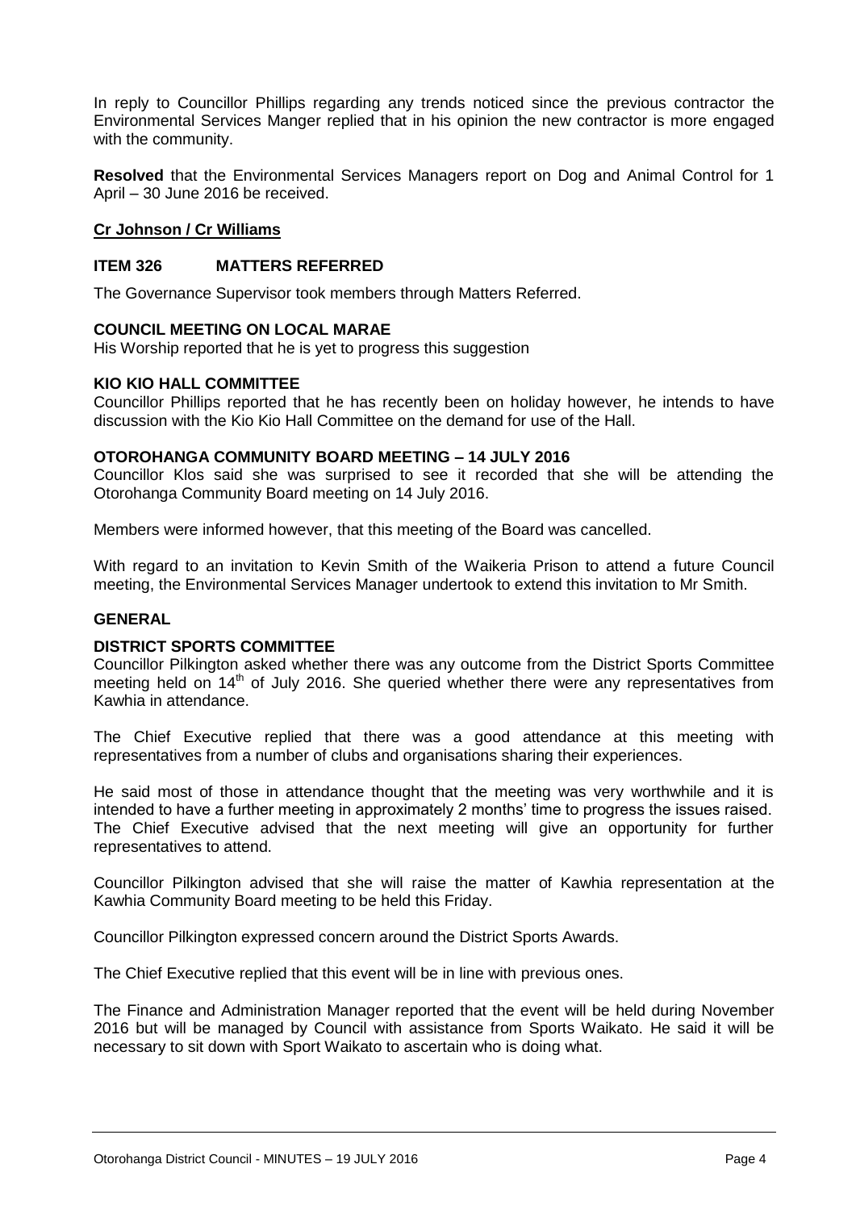In reply to Councillor Phillips regarding any trends noticed since the previous contractor the Environmental Services Manger replied that in his opinion the new contractor is more engaged with the community.

**Resolved** that the Environmental Services Managers report on Dog and Animal Control for 1 April – 30 June 2016 be received.

**Cr Johnson / Cr Williams**

### ITEM 326 MATTERS REFERRED

The Governance Supervisor took members through Matters Referred.

**COUNCIL MEETING ON LOCAL MARAE**

His Worship reported that he is yet to progress this suggestion

**KIO KIO HALL COMMITTEE**

Councillor Phillips reported that he has recently been on holiday however, he intends to have discussion with the Kio Kio Hall Committee on the demand for use of the Hall.

**OTOROHANGA COMMUNITY BOARD MEETING – 14 JULY 2016**

Councillor Klos said she was surprised to see it recorded that she will be attending the Otorohanga Community Board meeting on 14 July 2016.

Members were informed however, that this meeting of the Board was cancelled.

With regard to an invitation to Kevin Smith of the Waikeria Prison to attend a future Council meeting, the Environmental Services Manager undertook to extend this invitation to Mr Smith.

### GENERAL

**DISTRICT SPORTS COMMITTEE**

Councillor Pilkington asked whether there was any outcome from the District Sports Committee meeting held on 14th of July 2016. She queried whether there were any representatives from Kawhia in attendance.

The Chief Executive replied that there was a good attendance at this meeting with representatives from a number of clubs and organisations sharing their experiences.

He said most of those in attendance thought that the meeting was very worthwhile and it is intended to have a further meeting in approximately 2 months' time to progress the issues raised. The Chief Executive advised that the next meeting will give an opportunity for further representatives to attend.

Councillor Pilkington advised that she will raise the matter of Kawhia representation at the Kawhia Community Board meeting to be held this Friday.

Councillor Pilkington expressed concern around the District Sports Awards.

The Chief Executive replied that this event will be in line with previous ones.

The Finance and Administration Manager reported that the event will be held during November 2016 but will be managed by Council with assistance from Sports Waikato. He said it will be necessary to sit down with Sport Waikato to ascertain who is doing what.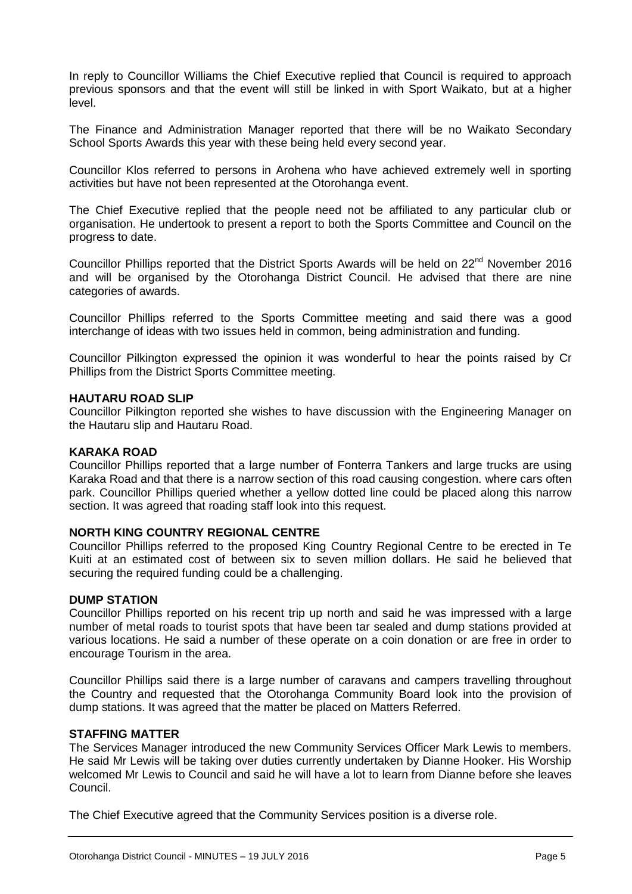In reply to Councillor Williams the Chief Executive replied that Council is required to approach previous sponsors and that the event will still be linked in with Sport Waikato, but at a higher level.

The Finance and Administration Manager reported that there will be no Waikato Secondary School Sports Awards this year with these being held every second year.

Councillor Klos referred to persons in Arohena who have achieved extremely well in sporting activities but have not been represented at the Otorohanga event.

The Chief Executive replied that the people need not be affiliated to any particular club or organisation. He undertook to present a report to both the Sports Committee and Council on the progress to date.

Councillor Phillips reported that the District Sports Awards will be held on 22nd November 2016 and will be organised by the Otorohanga District Council. He advised that there are nine categories of awards.

Councillor Phillips referred to the Sports Committee meeting and said there was a good interchange of ideas with two issues held in common, being administration and funding.

Councillor Pilkington expressed the opinion it was wonderful to hear the points raised by Cr Phillips from the District Sports Committee meeting.

**HAUTARU ROAD SLIP**

Councillor Pilkington reported she wishes to have discussion with the Engineering Manager on the Hautaru slip and Hautaru Road.

**KARAKA ROAD**

Councillor Phillips reported that a large number of Fonterra Tankers and large trucks are using Karaka Road and that there is a narrow section of this road causing congestion. where cars often park. Councillor Phillips queried whether a yellow dotted line could be placed along this narrow section. It was agreed that roading staff look into this request.

**NORTH KING COUNTRY REGIONAL CENTRE**

Councillor Phillips referred to the proposed King Country Regional Centre to be erected in Te Kuiti at an estimated cost of between six to seven million dollars. He said he believed that securing the required funding could be a challenging.

**DUMP STATION**

Councillor Phillips reported on his recent trip up north and said he was impressed with a large number of metal roads to tourist spots that have been tar sealed and dump stations provided at various locations. He said a number of these operate on a coin donation or are free in order to encourage Tourism in the area.

Councillor Phillips said there is a large number of caravans and campers travelling throughout the Country and requested that the Otorohanga Community Board look into the provision of dump stations. It was agreed that the matter be placed on Matters Referred.

**STAFFING MATTER**

The Services Manager introduced the new Community Services Officer Mark Lewis to members. He said Mr Lewis will be taking over duties currently undertaken by Dianne Hooker. His Worship welcomed Mr Lewis to Council and said he will have a lot to learn from Dianne before she leaves Council.

The Chief Executive agreed that the Community Services position is a diverse role.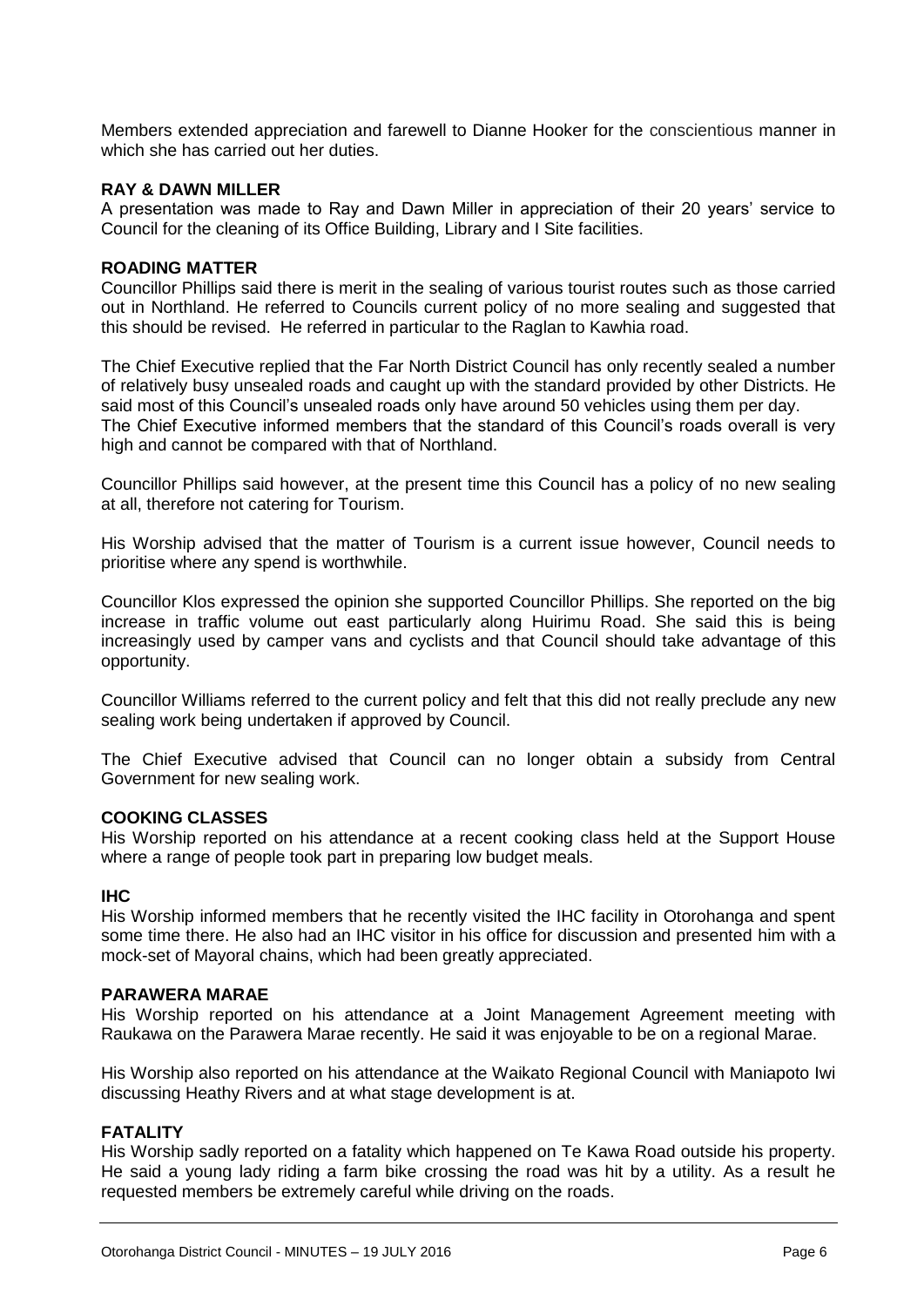Members extended appreciation and farewell to Dianne Hooker for the conscientious manner in which she has carried out her duties.

**RAY & DAWN MILLER**
A presentation was made to Ray and Dawn Miller in appreciation of their 20 years' service to Council for the cleaning of its Office Building, Library and I Site facilities.

**ROADING MATTER**
Councillor Phillips said there is merit in the sealing of various tourist routes such as those carried out in Northland. He referred to Councils current policy of no more sealing and suggested that this should be revised. He referred in particular to the Raglan to Kawhia road.

The Chief Executive replied that the Far North District Council has only recently sealed a number of relatively busy unsealed roads and caught up with the standard provided by other Districts. He said most of this Council's unsealed roads only have around 50 vehicles using them per day.
The Chief Executive informed members that the standard of this Council's roads overall is very high and cannot be compared with that of Northland.

Councillor Phillips said however, at the present time this Council has a policy of no new sealing at all, therefore not catering for Tourism.

His Worship advised that the matter of Tourism is a current issue however, Council needs to prioritise where any spend is worthwhile.

Councillor Klos expressed the opinion she supported Councillor Phillips. She reported on the big increase in traffic volume out east particularly along Huirimu Road. She said this is being increasingly used by camper vans and cyclists and that Council should take advantage of this opportunity.

Councillor Williams referred to the current policy and felt that this did not really preclude any new sealing work being undertaken if approved by Council.

The Chief Executive advised that Council can no longer obtain a subsidy from Central Government for new sealing work.

**COOKING CLASSES**
His Worship reported on his attendance at a recent cooking class held at the Support House where a range of people took part in preparing low budget meals.

**IHC**
His Worship informed members that he recently visited the IHC facility in Otorohanga and spent some time there. He also had an IHC visitor in his office for discussion and presented him with a mock-set of Mayoral chains, which had been greatly appreciated.

**PARAWERA MARAE**
His Worship reported on his attendance at a Joint Management Agreement meeting with Raukawa on the Parawera Marae recently. He said it was enjoyable to be on a regional Marae.

His Worship also reported on his attendance at the Waikato Regional Council with Maniapoto Iwi discussing Heathy Rivers and at what stage development is at.

**FATALITY**
His Worship sadly reported on a fatality which happened on Te Kawa Road outside his property. He said a young lady riding a farm bike crossing the road was hit by a utility. As a result he requested members be extremely careful while driving on the roads.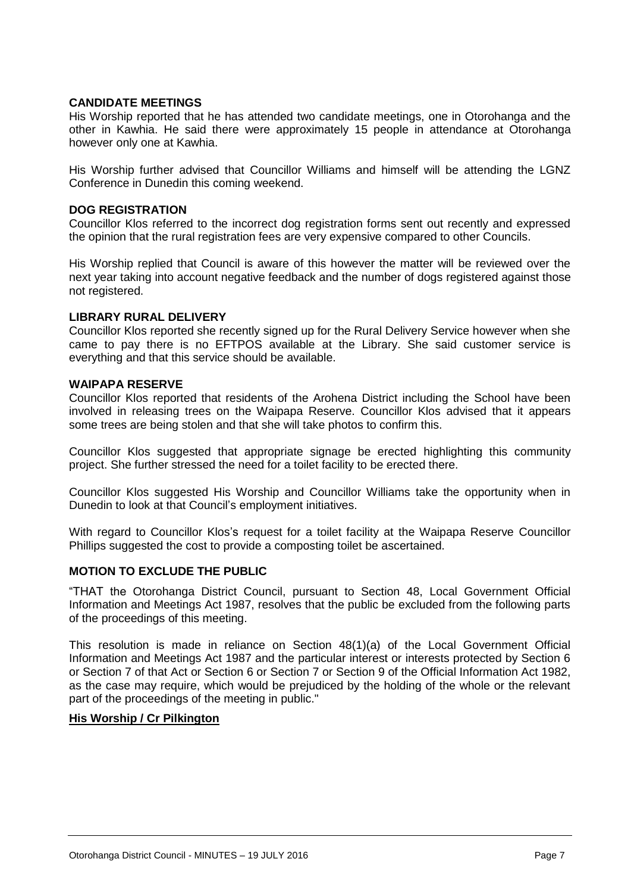**CANDIDATE MEETINGS**
His Worship reported that he has attended two candidate meetings, one in Otorohanga and the other in Kawhia. He said there were approximately 15 people in attendance at Otorohanga however only one at Kawhia.

His Worship further advised that Councillor Williams and himself will be attending the LGNZ Conference in Dunedin this coming weekend.

**DOG REGISTRATION**
Councillor Klos referred to the incorrect dog registration forms sent out recently and expressed the opinion that the rural registration fees are very expensive compared to other Councils.

His Worship replied that Council is aware of this however the matter will be reviewed over the next year taking into account negative feedback and the number of dogs registered against those not registered.

**LIBRARY RURAL DELIVERY**
Councillor Klos reported she recently signed up for the Rural Delivery Service however when she came to pay there is no EFTPOS available at the Library. She said customer service is everything and that this service should be available.

**WAIPAPA RESERVE**
Councillor Klos reported that residents of the Arohena District including the School have been involved in releasing trees on the Waipapa Reserve. Councillor Klos advised that it appears some trees are being stolen and that she will take photos to confirm this.

Councillor Klos suggested that appropriate signage be erected highlighting this community project. She further stressed the need for a toilet facility to be erected there.

Councillor Klos suggested His Worship and Councillor Williams take the opportunity when in Dunedin to look at that Council's employment initiatives.

With regard to Councillor Klos's request for a toilet facility at the Waipapa Reserve Councillor Phillips suggested the cost to provide a composting toilet be ascertained.

**MOTION TO EXCLUDE THE PUBLIC**

"THAT the Otorohanga District Council, pursuant to Section 48, Local Government Official Information and Meetings Act 1987, resolves that the public be excluded from the following parts of the proceedings of this meeting.

This resolution is made in reliance on Section 48(1)(a) of the Local Government Official Information and Meetings Act 1987 and the particular interest or interests protected by Section 6 or Section 7 of that Act or Section 6 or Section 7 or Section 9 of the Official Information Act 1982, as the case may require, which would be prejudiced by the holding of the whole or the relevant part of the proceedings of the meeting in public."

**His Worship / Cr Pilkington**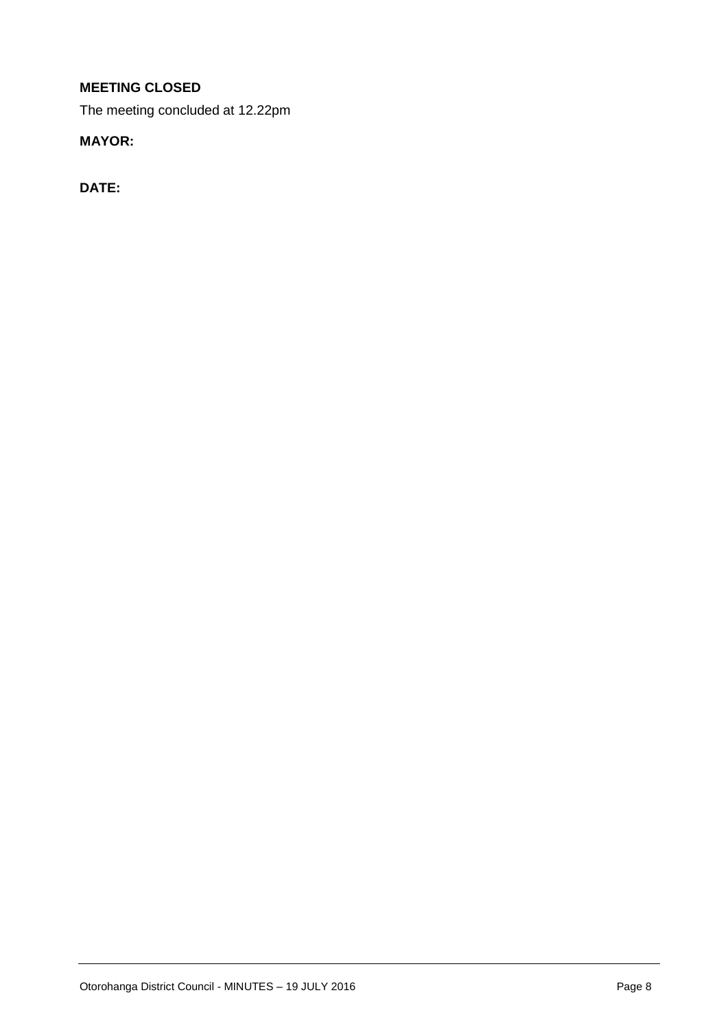**MEETING CLOSED**

The meeting concluded at 12.22pm

**MAYOR:**

**DATE:**